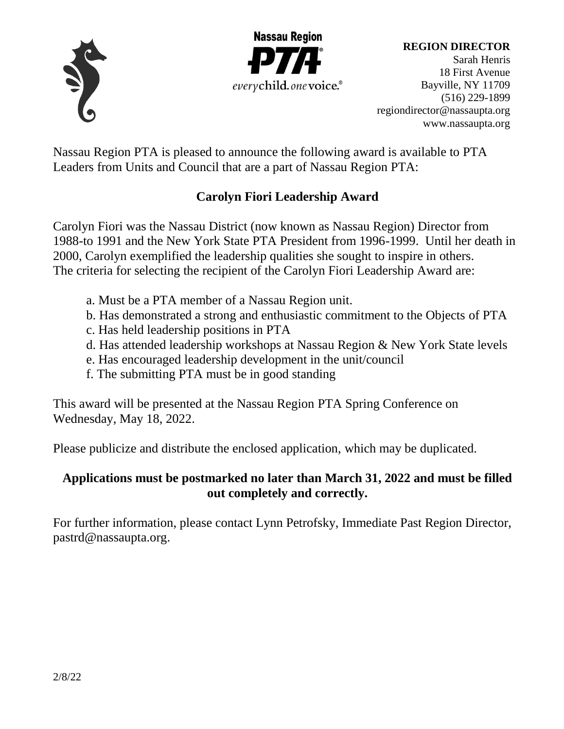Nassau Region PTA

everychild. onevoice.®

**REGION DIRECTOR**
Sarah Henris
18 First Avenue
Bayville, NY 11709
(516) 229-1899
regiondirector@nassaupta.org
www.nassaupta.org

Nassau Region PTA is pleased to announce the following award is available to PTA Leaders from Units and Council that are a part of Nassau Region PTA:

## Carolyn Fiori Leadership Award

Carolyn Fiori was the Nassau District (now known as Nassau Region) Director from 1988-to 1991 and the New York State PTA President from 1996-1999. Until her death in 2000, Carolyn exemplified the leadership qualities she sought to inspire in others. The criteria for selecting the recipient of the Carolyn Fiori Leadership Award are:

a. Must be a PTA member of a Nassau Region unit.
b. Has demonstrated a strong and enthusiastic commitment to the Objects of PTA
c. Has held leadership positions in PTA
d. Has attended leadership workshops at Nassau Region & New York State levels
e. Has encouraged leadership development in the unit/council
f. The submitting PTA must be in good standing

This award will be presented at the Nassau Region PTA Spring Conference on Wednesday, May 18, 2022.

Please publicize and distribute the enclosed application, which may be duplicated.

**Applications must be postmarked no later than March 31, 2022 and must be filled out completely and correctly.**

For further information, please contact Lynn Petrofsky, Immediate Past Region Director, pastrd@nassaupta.org.

2/8/22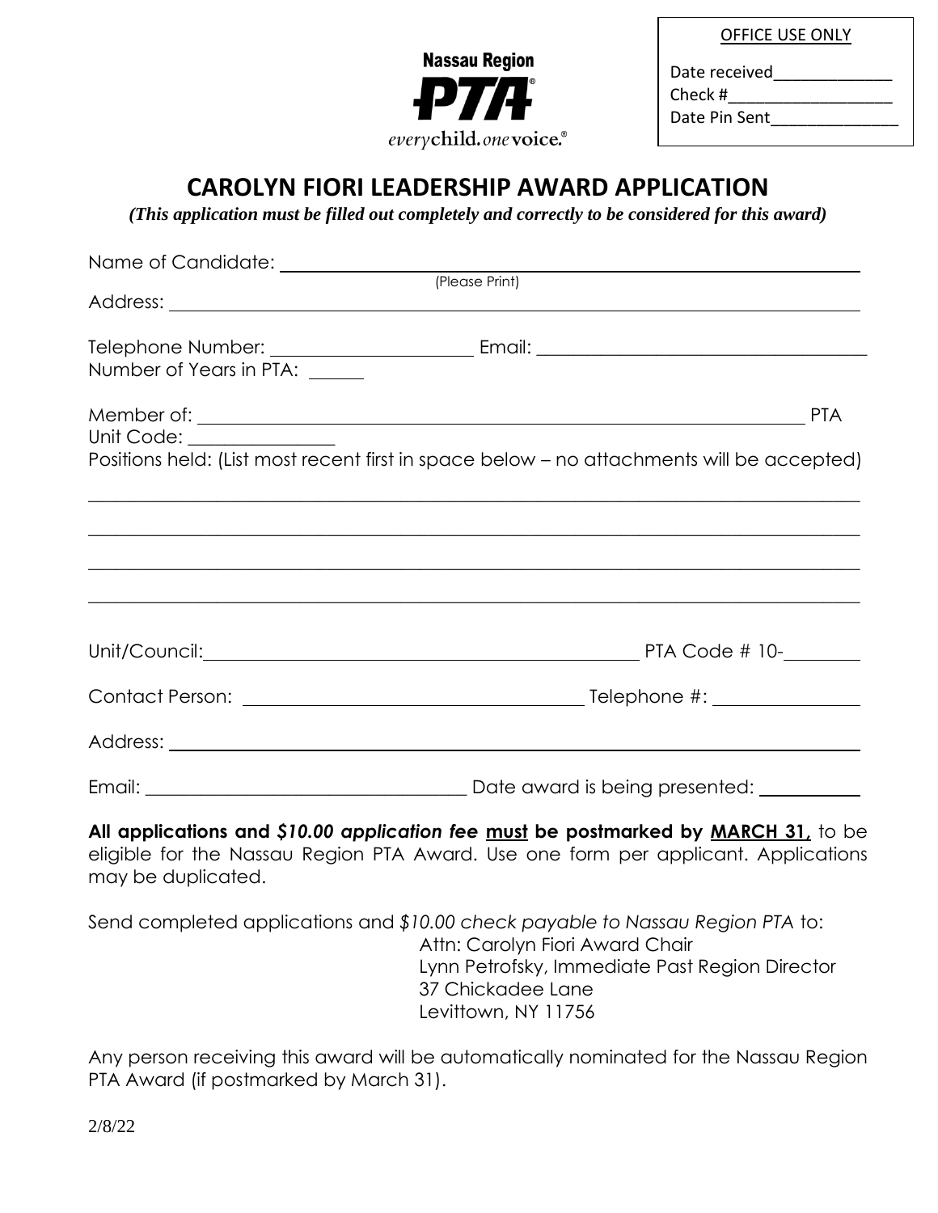Nassau Region PTA

*everychild.onevoice.*®

OFFICE USE ONLY

Date received_____________

Check #__________________

Date Pin Sent______________

# CAROLYN FIORI LEADERSHIP AWARD APPLICATION

***(This application must be filled out completely and correctly to be considered for this award)***

Name of Candidate: ______________________________________________
(Please Print)

Address: ______________________________________________

Telephone Number: ____________________ Email: __________________________________

Number of Years in PTA: ______

Member of: ______________________________________________ PTA

Unit Code: _______________

Positions held: (List most recent first in space below – no attachments will be accepted)

______________________________________________________________________________

______________________________________________________________________________

______________________________________________________________________________

______________________________________________________________________________

Unit/Council: __________________________________________ PTA Code # 10-________

Contact Person: __________________________________ Telephone #: _______________

Address: ______________________________________________

Email: __________________________________ Date award is being presented: ___________

**All applications and *$10.00 application fee* <u>must</u> be postmarked by <u>MARCH 31,</u>** to be eligible for the Nassau Region PTA Award. Use one form per applicant. Applications may be duplicated.

Send completed applications and *$10.00 check payable to Nassau Region PTA* to:

Attn: Carolyn Fiori Award Chair
Lynn Petrofsky, Immediate Past Region Director
37 Chickadee Lane
Levittown, NY 11756

Any person receiving this award will be automatically nominated for the Nassau Region PTA Award (if postmarked by March 31).

2/8/22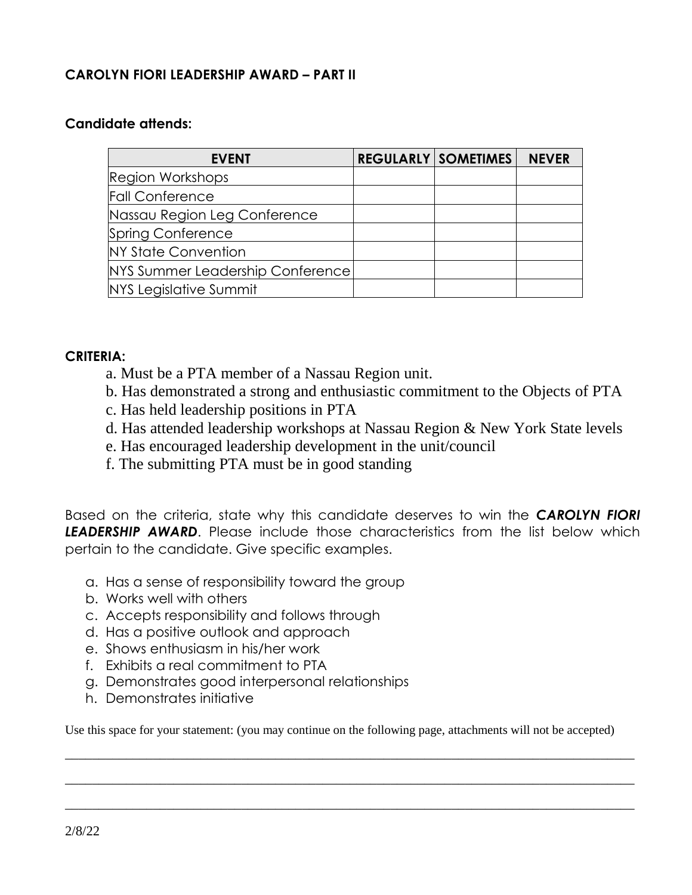# CAROLYN FIORI LEADERSHIP AWARD – PART II

**Candidate attends:**

| EVENT | REGULARLY | SOMETIMES | NEVER |
|---|---|---|---|
| Region Workshops | | | |
| Fall Conference | | | |
| Nassau Region Leg Conference | | | |
| Spring Conference | | | |
| NY State Convention | | | |
| NYS Summer Leadership Conference | | | |
| NYS Legislative Summit | | | |

**CRITERIA:**

a. Must be a PTA member of a Nassau Region unit.
b. Has demonstrated a strong and enthusiastic commitment to the Objects of PTA
c. Has held leadership positions in PTA
d. Has attended leadership workshops at Nassau Region & New York State levels
e. Has encouraged leadership development in the unit/council
f. The submitting PTA must be in good standing

Based on the criteria, state why this candidate deserves to win the ***CAROLYN FIORI LEADERSHIP AWARD***. Please include those characteristics from the list below which pertain to the candidate. Give specific examples.

a. Has a sense of responsibility toward the group
b. Works well with others
c. Accepts responsibility and follows through
d. Has a positive outlook and approach
e. Shows enthusiasm in his/her work
f. Exhibits a real commitment to PTA
g. Demonstrates good interpersonal relationships
h. Demonstrates initiative

Use this space for your statement: (you may continue on the following page, attachments will not be accepted)

\_\_\_\_\_\_\_\_\_\_\_\_\_\_\_\_\_\_\_\_\_\_\_\_\_\_\_\_\_\_\_\_\_\_\_\_\_\_\_\_\_\_\_\_\_\_\_\_\_\_\_\_\_\_\_\_\_\_\_\_\_\_\_\_\_\_\_\_\_\_\_\_\_\_\_\_\_\_

\_\_\_\_\_\_\_\_\_\_\_\_\_\_\_\_\_\_\_\_\_\_\_\_\_\_\_\_\_\_\_\_\_\_\_\_\_\_\_\_\_\_\_\_\_\_\_\_\_\_\_\_\_\_\_\_\_\_\_\_\_\_\_\_\_\_\_\_\_\_\_\_\_\_\_\_\_\_

\_\_\_\_\_\_\_\_\_\_\_\_\_\_\_\_\_\_\_\_\_\_\_\_\_\_\_\_\_\_\_\_\_\_\_\_\_\_\_\_\_\_\_\_\_\_\_\_\_\_\_\_\_\_\_\_\_\_\_\_\_\_\_\_\_\_\_\_\_\_\_\_\_\_\_\_\_\_

2/8/22